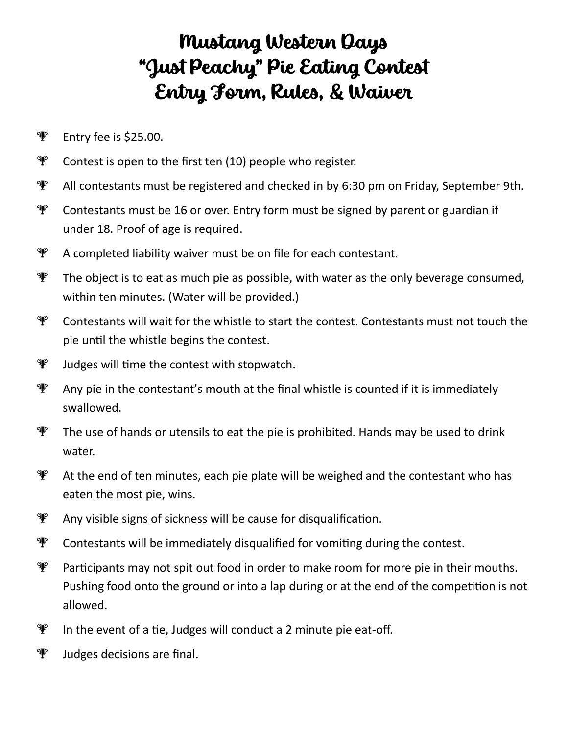# Mustang Western Days
# "Just Peachy" Pie Eating Contest
# Entry Form, Rules, & Waiver

- Entry fee is $25.00.
- Contest is open to the first ten (10) people who register.
- All contestants must be registered and checked in by 6:30 pm on Friday, September 9th.
- Contestants must be 16 or over. Entry form must be signed by parent or guardian if under 18. Proof of age is required.
- A completed liability waiver must be on file for each contestant.
- The object is to eat as much pie as possible, with water as the only beverage consumed, within ten minutes. (Water will be provided.)
- Contestants will wait for the whistle to start the contest. Contestants must not touch the pie until the whistle begins the contest.
- Judges will time the contest with stopwatch.
- Any pie in the contestant's mouth at the final whistle is counted if it is immediately swallowed.
- The use of hands or utensils to eat the pie is prohibited. Hands may be used to drink water.
- At the end of ten minutes, each pie plate will be weighed and the contestant who has eaten the most pie, wins.
- Any visible signs of sickness will be cause for disqualification.
- Contestants will be immediately disqualified for vomiting during the contest.
- Participants may not spit out food in order to make room for more pie in their mouths. Pushing food onto the ground or into a lap during or at the end of the competition is not allowed.
- In the event of a tie, Judges will conduct a 2 minute pie eat-off.
- Judges decisions are final.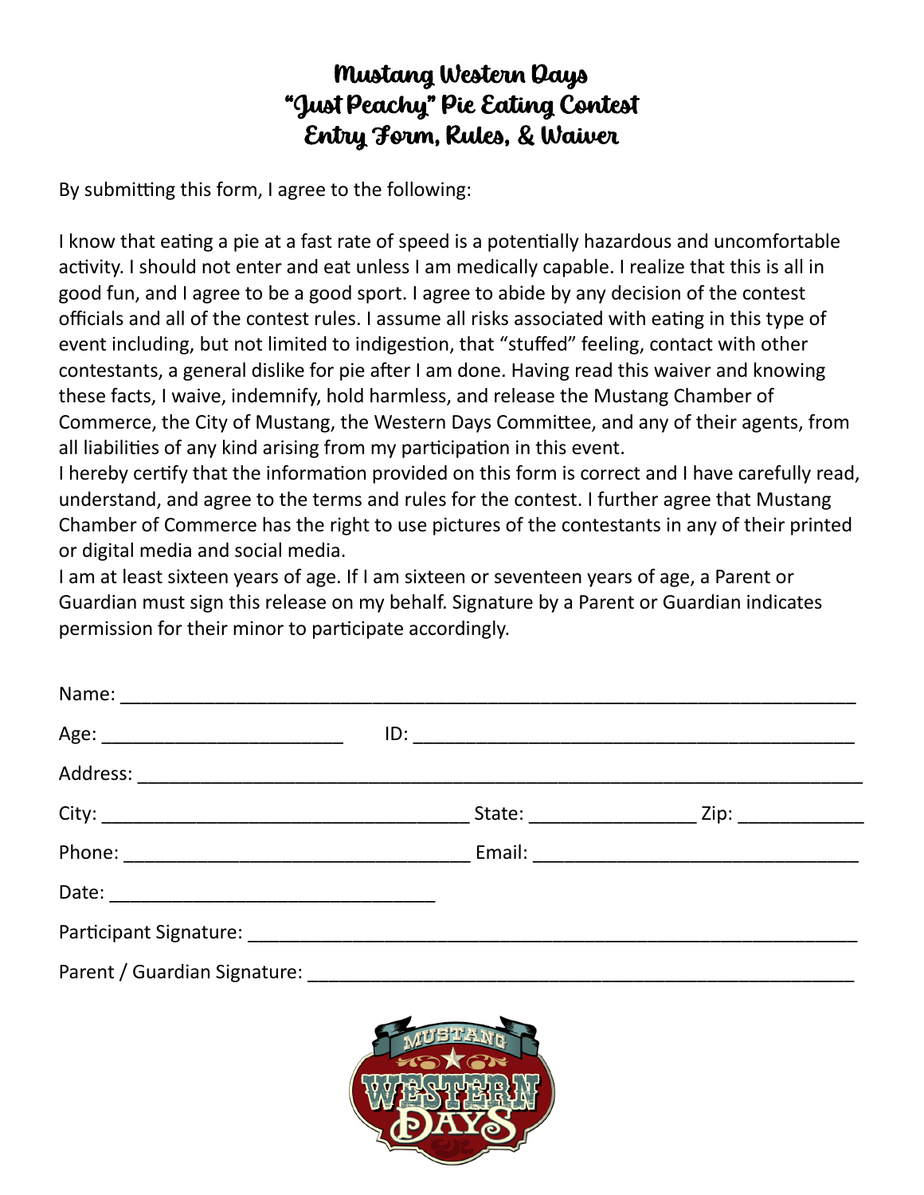# Mustang Western Days
# "Just Peachy" Pie Eating Contest
# Entry Form, Rules, & Waiver

By submitting this form, I agree to the following:

I know that eating a pie at a fast rate of speed is a potentially hazardous and uncomfortable activity. I should not enter and eat unless I am medically capable. I realize that this is all in good fun, and I agree to be a good sport. I agree to abide by any decision of the contest officials and all of the contest rules. I assume all risks associated with eating in this type of event including, but not limited to indigestion, that "stuffed" feeling, contact with other contestants, a general dislike for pie after I am done. Having read this waiver and knowing these facts, I waive, indemnify, hold harmless, and release the Mustang Chamber of Commerce, the City of Mustang, the Western Days Committee, and any of their agents, from all liabilities of any kind arising from my participation in this event.

I hereby certify that the information provided on this form is correct and I have carefully read, understand, and agree to the terms and rules for the contest. I further agree that Mustang Chamber of Commerce has the right to use pictures of the contestants in any of their printed or digital media and social media.

I am at least sixteen years of age. If I am sixteen or seventeen years of age, a Parent or Guardian must sign this release on my behalf. Signature by a Parent or Guardian indicates permission for their minor to participate accordingly.

Name: ______________________________________________

Age: ____________________ ID: ______________________________

Address: ______________________________________________

City: ____________________________ State: ______________ Zip: __________

Phone: ___________________________ Email: ___________________________

Date: __________________________

Participant Signature: ______________________________________________

Parent / Guardian Signature: ______________________________________________